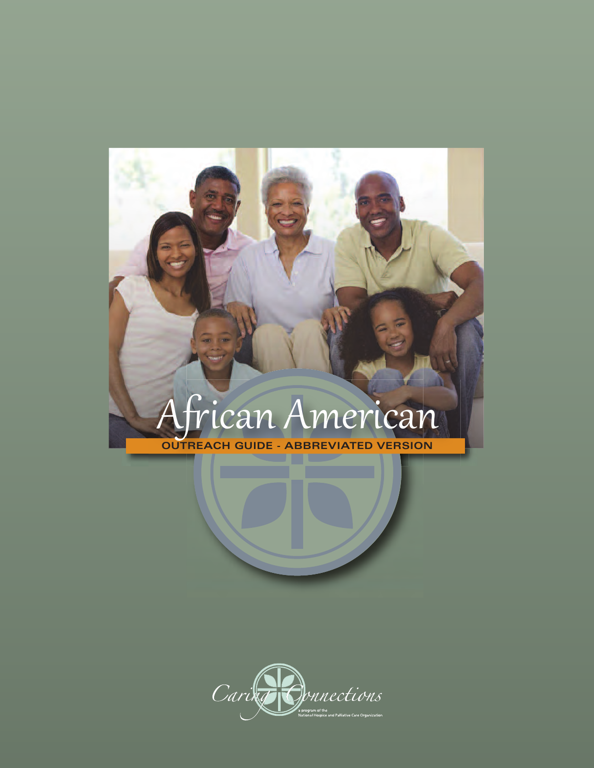# African American

## OUTREACH GUIDE - ABBREVIATED VERSION

Caring Connections

a program of the National Hospice and Palliative Care Organization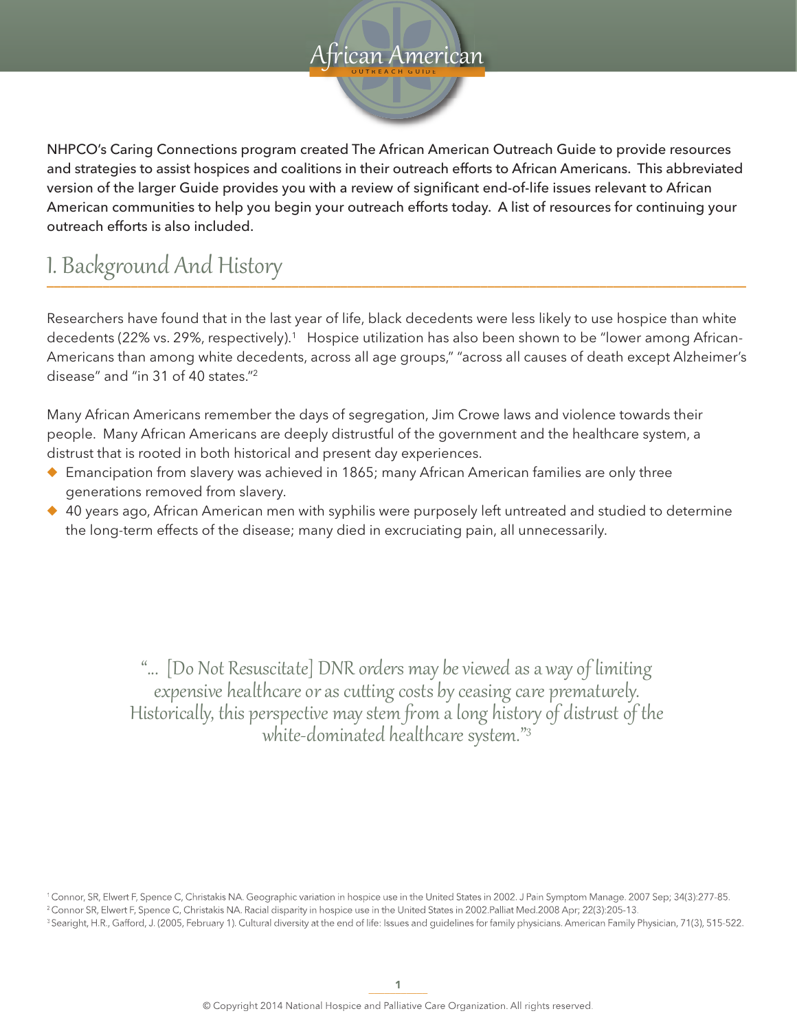# African American

OUTREACH GUIDE

NHPCO's Caring Connections program created The African American Outreach Guide to provide resources and strategies to assist hospices and coalitions in their outreach efforts to African Americans. This abbreviated version of the larger Guide provides you with a review of significant end-of-life issues relevant to African American communities to help you begin your outreach efforts today. A list of resources for continuing your outreach efforts is also included.

## I. Background And History

Researchers have found that in the last year of life, black decedents were less likely to use hospice than white decedents (22% vs. 29%, respectively).[1] Hospice utilization has also been shown to be "lower among African-Americans than among white decedents, across all age groups," "across all causes of death except Alzheimer's disease" and "in 31 of 40 states."[2]

Many African Americans remember the days of segregation, Jim Crowe laws and violence towards their people. Many African Americans are deeply distrustful of the government and the healthcare system, a distrust that is rooted in both historical and present day experiences.

- Emancipation from slavery was achieved in 1865; many African American families are only three generations removed from slavery.
- 40 years ago, African American men with syphilis were purposely left untreated and studied to determine the long-term effects of the disease; many died in excruciating pain, all unnecessarily.

> *"... [Do Not Resuscitate] DNR orders may be viewed as a way of limiting expensive healthcare or as cutting costs by ceasing care prematurely. Historically, this perspective may stem from a long history of distrust of the white-dominated healthcare system."*[3]

[1] Connor, SR, Elwert F, Spence C, Christakis NA. Geographic variation in hospice use in the United States in 2002. J Pain Symptom Manage. 2007 Sep; 34(3):277-85.
[2] Connor SR, Elwert F, Spence C, Christakis NA. Racial disparity in hospice use in the United States in 2002.Palliat Med.2008 Apr; 22(3):205-13.
[3] Searight, H.R., Gafford, J. (2005, February 1). Cultural diversity at the end of life: Issues and guidelines for family physicians. American Family Physician, 71(3), 515-522.

© Copyright 2014 National Hospice and Palliative Care Organization. All rights reserved.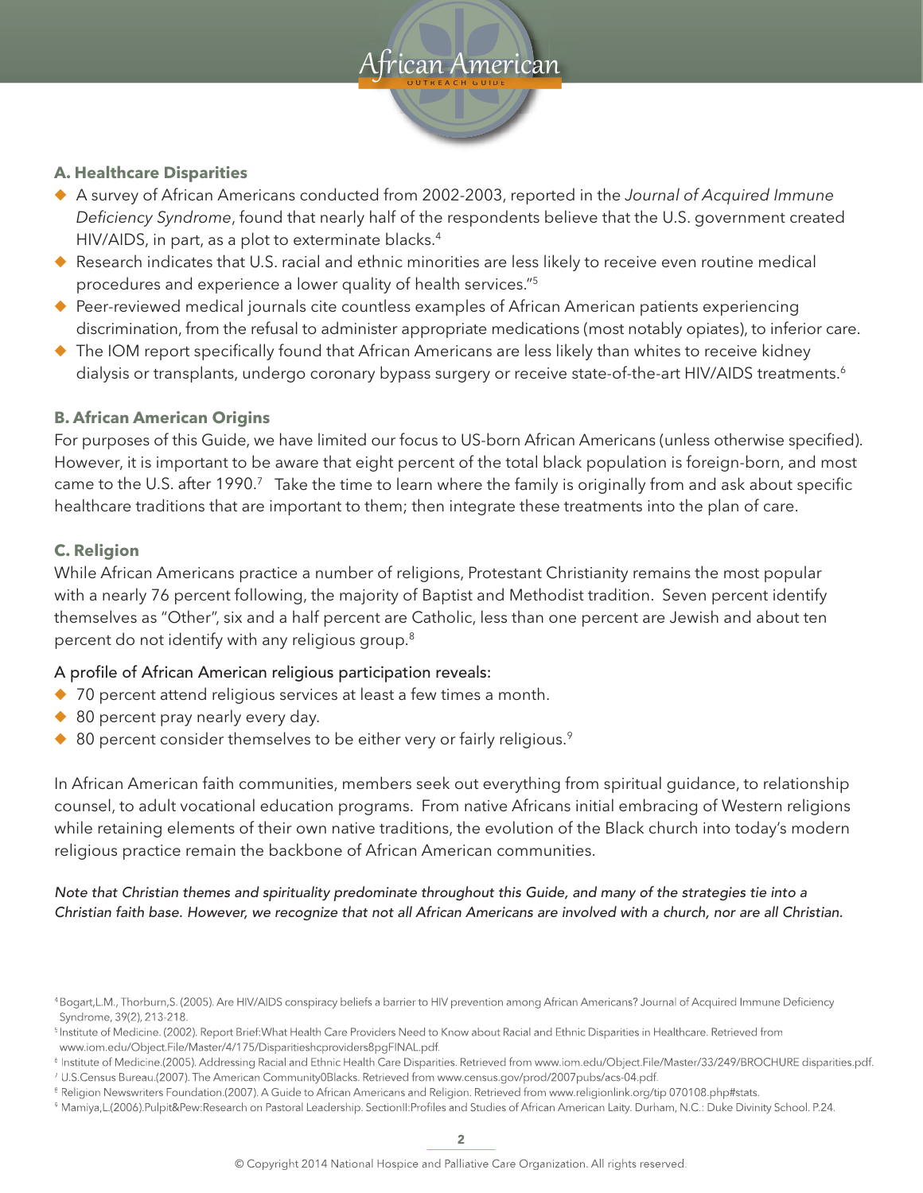## A. Healthcare Disparities

- A survey of African Americans conducted from 2002-2003, reported in the *Journal of Acquired Immune Deficiency Syndrome*, found that nearly half of the respondents believe that the U.S. government created HIV/AIDS, in part, as a plot to exterminate blacks.[4]
- Research indicates that U.S. racial and ethnic minorities are less likely to receive even routine medical procedures and experience a lower quality of health services."[5]
- Peer-reviewed medical journals cite countless examples of African American patients experiencing discrimination, from the refusal to administer appropriate medications (most notably opiates), to inferior care.
- The IOM report specifically found that African Americans are less likely than whites to receive kidney dialysis or transplants, undergo coronary bypass surgery or receive state-of-the-art HIV/AIDS treatments.[6]

## B. African American Origins

For purposes of this Guide, we have limited our focus to US-born African Americans (unless otherwise specified). However, it is important to be aware that eight percent of the total black population is foreign-born, and most came to the U.S. after 1990.[7] Take the time to learn where the family is originally from and ask about specific healthcare traditions that are important to them; then integrate these treatments into the plan of care.

## C. Religion

While African Americans practice a number of religions, Protestant Christianity remains the most popular with a nearly 76 percent following, the majority of Baptist and Methodist tradition. Seven percent identify themselves as "Other", six and a half percent are Catholic, less than one percent are Jewish and about ten percent do not identify with any religious group.[8]

A profile of African American religious participation reveals:

- 70 percent attend religious services at least a few times a month.
- 80 percent pray nearly every day.
- 80 percent consider themselves to be either very or fairly religious.[9]

In African American faith communities, members seek out everything from spiritual guidance, to relationship counsel, to adult vocational education programs. From native Africans initial embracing of Western religions while retaining elements of their own native traditions, the evolution of the Black church into today's modern religious practice remain the backbone of African American communities.

*Note that Christian themes and spirituality predominate throughout this Guide, and many of the strategies tie into a Christian faith base. However, we recognize that not all African Americans are involved with a church, nor are all Christian.*

---

[4] Bogart,L.M., Thorburn,S. (2005). Are HIV/AIDS conspiracy beliefs a barrier to HIV prevention among African Americans? Journal of Acquired Immune Deficiency Syndrome, 39(2), 213-218.

[5] Institute of Medicine. (2002). Report Brief:What Health Care Providers Need to Know about Racial and Ethnic Disparities in Healthcare. Retrieved from www.iom.edu/Object.File/Master/4/175/Disparitieshcproviders8pgFINAL.pdf.

[6] Institute of Medicine.(2005). Addressing Racial and Ethnic Health Care Disparities. Retrieved from www.iom.edu/Object.File/Master/33/249/BROCHURE disparities.pdf.

[7] U.S.Census Bureau.(2007). The American Community0Blacks. Retrieved from www.census.gov/prod/2007pubs/acs-04.pdf.

[8] Religion Newswriters Foundation.(2007). A Guide to African Americans and Religion. Retrieved from www.religionlink.org/tip 070108.php#stats.

[9] Mamiya,L.(2006).Pulpit&Pew:Research on Pastoral Leadership. SectionII:Profiles and Studies of African American Laity. Durham, N.C.: Duke Divinity School. P.24.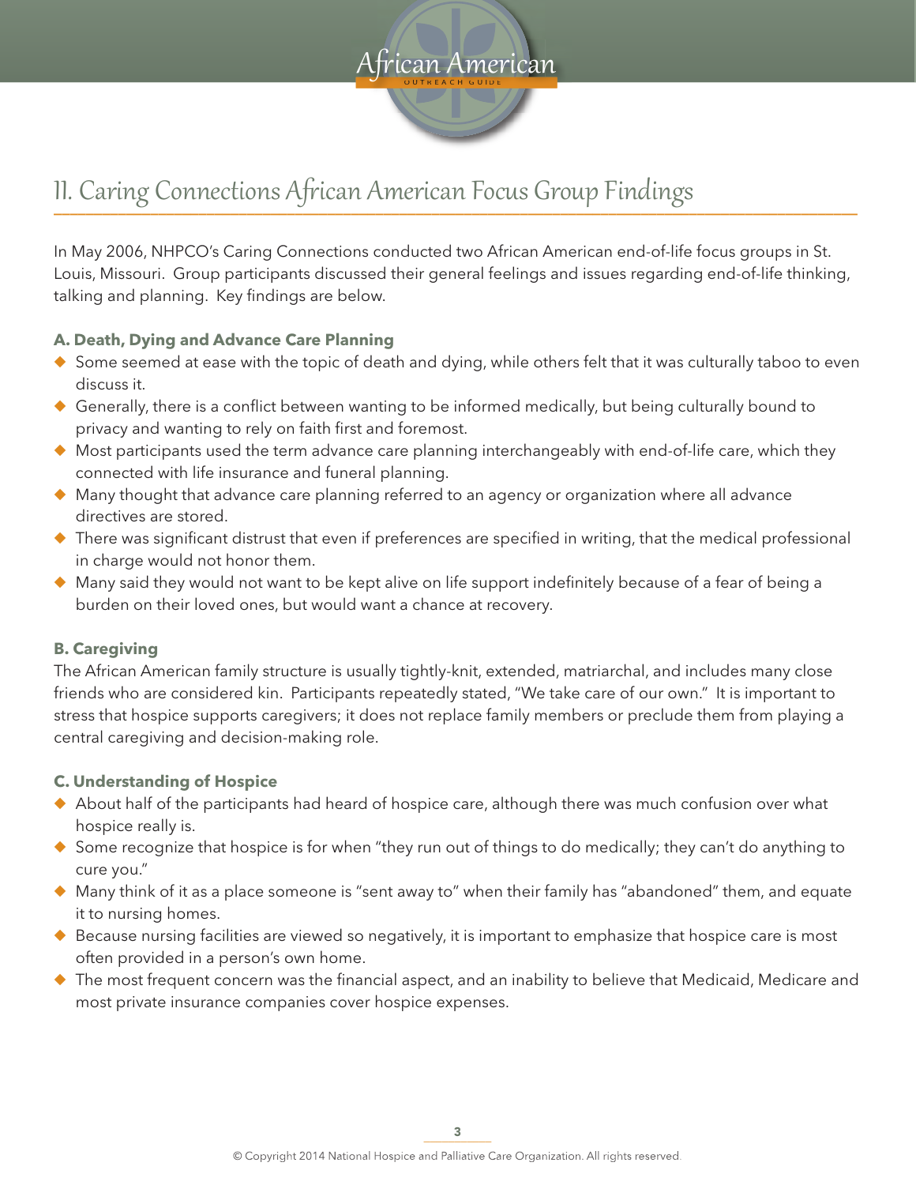## II. Caring Connections African American Focus Group Findings

In May 2006, NHPCO's Caring Connections conducted two African American end-of-life focus groups in St. Louis, Missouri. Group participants discussed their general feelings and issues regarding end-of-life thinking, talking and planning. Key findings are below.

### A. Death, Dying and Advance Care Planning

- Some seemed at ease with the topic of death and dying, while others felt that it was culturally taboo to even discuss it.
- Generally, there is a conflict between wanting to be informed medically, but being culturally bound to privacy and wanting to rely on faith first and foremost.
- Most participants used the term advance care planning interchangeably with end-of-life care, which they connected with life insurance and funeral planning.
- Many thought that advance care planning referred to an agency or organization where all advance directives are stored.
- There was significant distrust that even if preferences are specified in writing, that the medical professional in charge would not honor them.
- Many said they would not want to be kept alive on life support indefinitely because of a fear of being a burden on their loved ones, but would want a chance at recovery.

### B. Caregiving

The African American family structure is usually tightly-knit, extended, matriarchal, and includes many close friends who are considered kin. Participants repeatedly stated, "We take care of our own." It is important to stress that hospice supports caregivers; it does not replace family members or preclude them from playing a central caregiving and decision-making role.

### C. Understanding of Hospice

- About half of the participants had heard of hospice care, although there was much confusion over what hospice really is.
- Some recognize that hospice is for when "they run out of things to do medically; they can't do anything to cure you."
- Many think of it as a place someone is "sent away to" when their family has "abandoned" them, and equate it to nursing homes.
- Because nursing facilities are viewed so negatively, it is important to emphasize that hospice care is most often provided in a person's own home.
- The most frequent concern was the financial aspect, and an inability to believe that Medicaid, Medicare and most private insurance companies cover hospice expenses.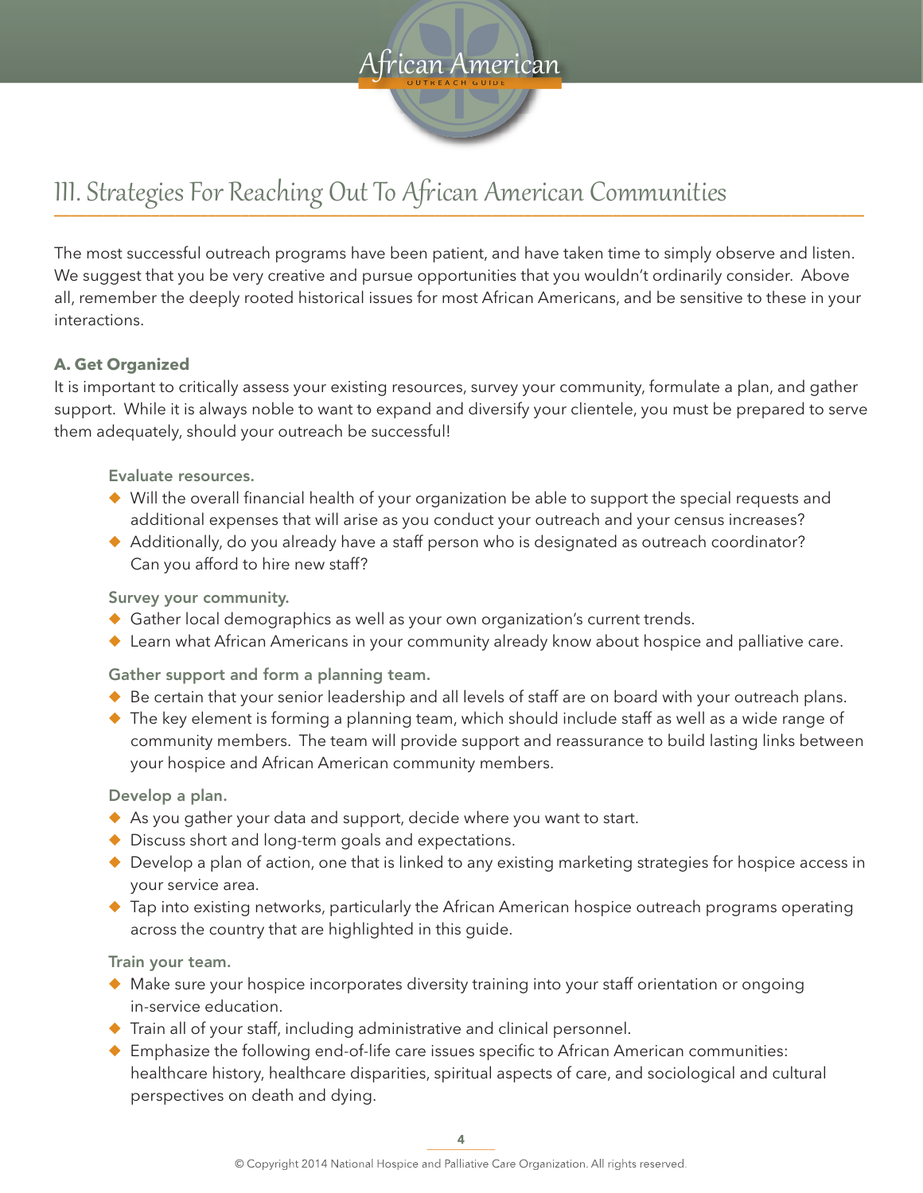## III. Strategies For Reaching Out To African American Communities

The most successful outreach programs have been patient, and have taken time to simply observe and listen. We suggest that you be very creative and pursue opportunities that you wouldn't ordinarily consider. Above all, remember the deeply rooted historical issues for most African Americans, and be sensitive to these in your interactions.

### A. Get Organized

It is important to critically assess your existing resources, survey your community, formulate a plan, and gather support. While it is always noble to want to expand and diversify your clientele, you must be prepared to serve them adequately, should your outreach be successful!

#### Evaluate resources.

- Will the overall financial health of your organization be able to support the special requests and additional expenses that will arise as you conduct your outreach and your census increases?
- Additionally, do you already have a staff person who is designated as outreach coordinator? Can you afford to hire new staff?

#### Survey your community.

- Gather local demographics as well as your own organization's current trends.
- Learn what African Americans in your community already know about hospice and palliative care.

#### Gather support and form a planning team.

- Be certain that your senior leadership and all levels of staff are on board with your outreach plans.
- The key element is forming a planning team, which should include staff as well as a wide range of community members. The team will provide support and reassurance to build lasting links between your hospice and African American community members.

#### Develop a plan.

- As you gather your data and support, decide where you want to start.
- Discuss short and long-term goals and expectations.
- Develop a plan of action, one that is linked to any existing marketing strategies for hospice access in your service area.
- Tap into existing networks, particularly the African American hospice outreach programs operating across the country that are highlighted in this guide.

#### Train your team.

- Make sure your hospice incorporates diversity training into your staff orientation or ongoing in-service education.
- Train all of your staff, including administrative and clinical personnel.
- Emphasize the following end-of-life care issues specific to African American communities: healthcare history, healthcare disparities, spiritual aspects of care, and sociological and cultural perspectives on death and dying.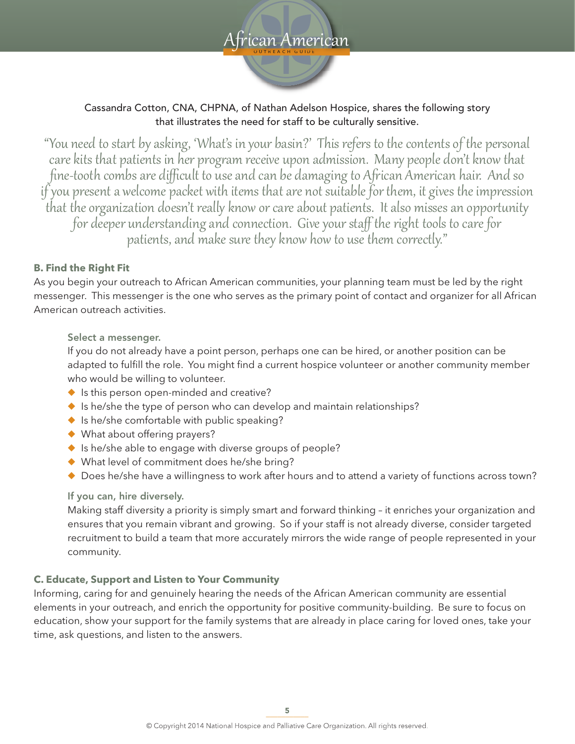Cassandra Cotton, CNA, CHPNA, of Nathan Adelson Hospice, shares the following story that illustrates the need for staff to be culturally sensitive.

*"You need to start by asking, 'What's in your basin?' This refers to the contents of the personal care kits that patients in her program receive upon admission. Many people don't know that fine-tooth combs are difficult to use and can be damaging to African American hair. And so if you present a welcome packet with items that are not suitable for them, it gives the impression that the organization doesn't really know or care about patients. It also misses an opportunity for deeper understanding and connection. Give your staff the right tools to care for patients, and make sure they know how to use them correctly."*

## B. Find the Right Fit

As you begin your outreach to African American communities, your planning team must be led by the right messenger. This messenger is the one who serves as the primary point of contact and organizer for all African American outreach activities.

### Select a messenger.

If you do not already have a point person, perhaps one can be hired, or another position can be adapted to fulfill the role. You might find a current hospice volunteer or another community member who would be willing to volunteer.

- Is this person open-minded and creative?
- Is he/she the type of person who can develop and maintain relationships?
- Is he/she comfortable with public speaking?
- What about offering prayers?
- Is he/she able to engage with diverse groups of people?
- What level of commitment does he/she bring?
- Does he/she have a willingness to work after hours and to attend a variety of functions across town?

### If you can, hire diversely.

Making staff diversity a priority is simply smart and forward thinking – it enriches your organization and ensures that you remain vibrant and growing. So if your staff is not already diverse, consider targeted recruitment to build a team that more accurately mirrors the wide range of people represented in your community.

## C. Educate, Support and Listen to Your Community

Informing, caring for and genuinely hearing the needs of the African American community are essential elements in your outreach, and enrich the opportunity for positive community-building. Be sure to focus on education, show your support for the family systems that are already in place caring for loved ones, take your time, ask questions, and listen to the answers.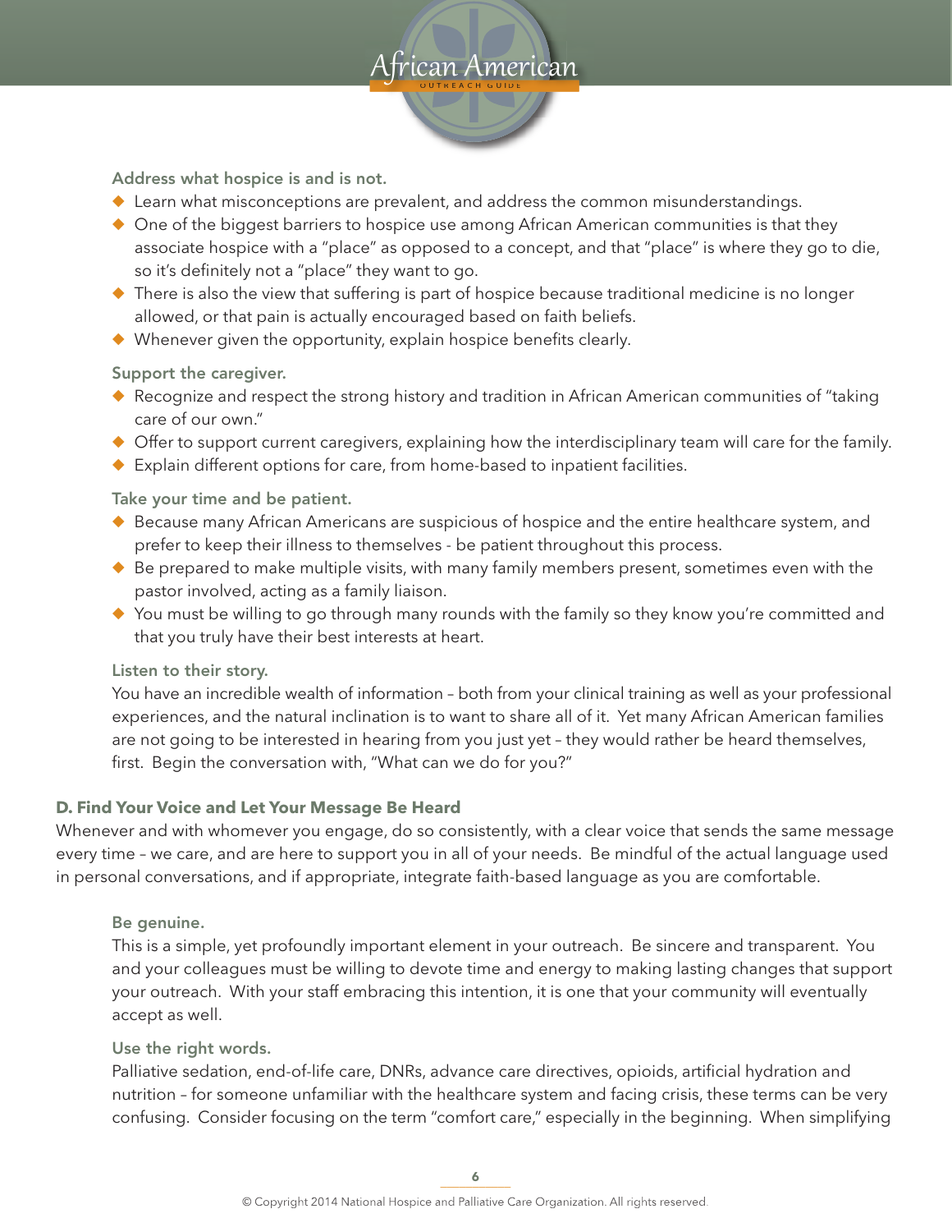**Address what hospice is and is not.**

- Learn what misconceptions are prevalent, and address the common misunderstandings.
- One of the biggest barriers to hospice use among African American communities is that they associate hospice with a "place" as opposed to a concept, and that "place" is where they go to die, so it's definitely not a "place" they want to go.
- There is also the view that suffering is part of hospice because traditional medicine is no longer allowed, or that pain is actually encouraged based on faith beliefs.
- Whenever given the opportunity, explain hospice benefits clearly.

**Support the caregiver.**

- Recognize and respect the strong history and tradition in African American communities of "taking care of our own."
- Offer to support current caregivers, explaining how the interdisciplinary team will care for the family.
- Explain different options for care, from home-based to inpatient facilities.

**Take your time and be patient.**

- Because many African Americans are suspicious of hospice and the entire healthcare system, and prefer to keep their illness to themselves - be patient throughout this process.
- Be prepared to make multiple visits, with many family members present, sometimes even with the pastor involved, acting as a family liaison.
- You must be willing to go through many rounds with the family so they know you're committed and that you truly have their best interests at heart.

**Listen to their story.**

You have an incredible wealth of information – both from your clinical training as well as your professional experiences, and the natural inclination is to want to share all of it. Yet many African American families are not going to be interested in hearing from you just yet – they would rather be heard themselves, first. Begin the conversation with, "What can we do for you?"

## D. Find Your Voice and Let Your Message Be Heard

Whenever and with whomever you engage, do so consistently, with a clear voice that sends the same message every time – we care, and are here to support you in all of your needs. Be mindful of the actual language used in personal conversations, and if appropriate, integrate faith-based language as you are comfortable.

**Be genuine.**

This is a simple, yet profoundly important element in your outreach. Be sincere and transparent. You and your colleagues must be willing to devote time and energy to making lasting changes that support your outreach. With your staff embracing this intention, it is one that your community will eventually accept as well.

**Use the right words.**

Palliative sedation, end-of-life care, DNRs, advance care directives, opioids, artificial hydration and nutrition – for someone unfamiliar with the healthcare system and facing crisis, these terms can be very confusing. Consider focusing on the term "comfort care," especially in the beginning. When simplifying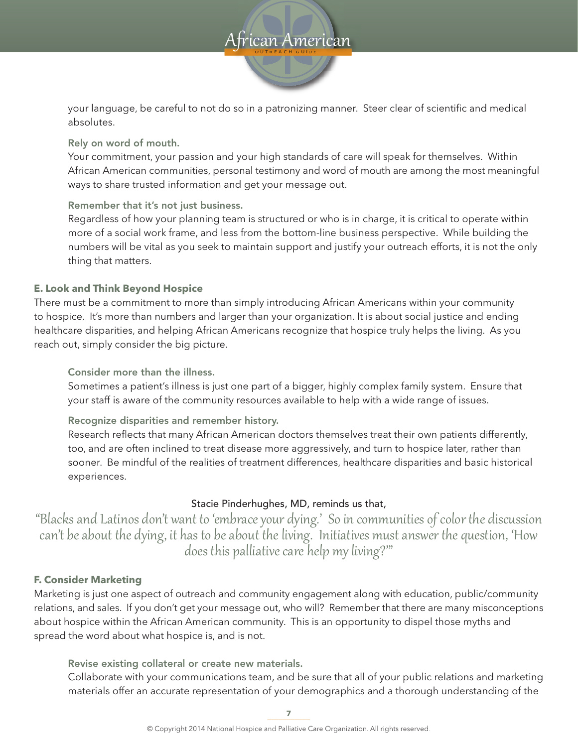your language, be careful to not do so in a patronizing manner. Steer clear of scientific and medical absolutes.

### Rely on word of mouth.

Your commitment, your passion and your high standards of care will speak for themselves. Within African American communities, personal testimony and word of mouth are among the most meaningful ways to share trusted information and get your message out.

### Remember that it's not just business.

Regardless of how your planning team is structured or who is in charge, it is critical to operate within more of a social work frame, and less from the bottom-line business perspective. While building the numbers will be vital as you seek to maintain support and justify your outreach efforts, it is not the only thing that matters.

## E. Look and Think Beyond Hospice

There must be a commitment to more than simply introducing African Americans within your community to hospice. It's more than numbers and larger than your organization. It is about social justice and ending healthcare disparities, and helping African Americans recognize that hospice truly helps the living. As you reach out, simply consider the big picture.

### Consider more than the illness.

Sometimes a patient's illness is just one part of a bigger, highly complex family system. Ensure that your staff is aware of the community resources available to help with a wide range of issues.

### Recognize disparities and remember history.

Research reflects that many African American doctors themselves treat their own patients differently, too, and are often inclined to treat disease more aggressively, and turn to hospice later, rather than sooner. Be mindful of the realities of treatment differences, healthcare disparities and basic historical experiences.

Stacie Pinderhughes, MD, reminds us that,

*"Blacks and Latinos don't want to 'embrace your dying.' So in communities of color the discussion can't be about the dying, it has to be about the living. Initiatives must answer the question, 'How does this palliative care help my living?'"*

## F. Consider Marketing

Marketing is just one aspect of outreach and community engagement along with education, public/community relations, and sales. If you don't get your message out, who will? Remember that there are many misconceptions about hospice within the African American community. This is an opportunity to dispel those myths and spread the word about what hospice is, and is not.

### Revise existing collateral or create new materials.

Collaborate with your communications team, and be sure that all of your public relations and marketing materials offer an accurate representation of your demographics and a thorough understanding of the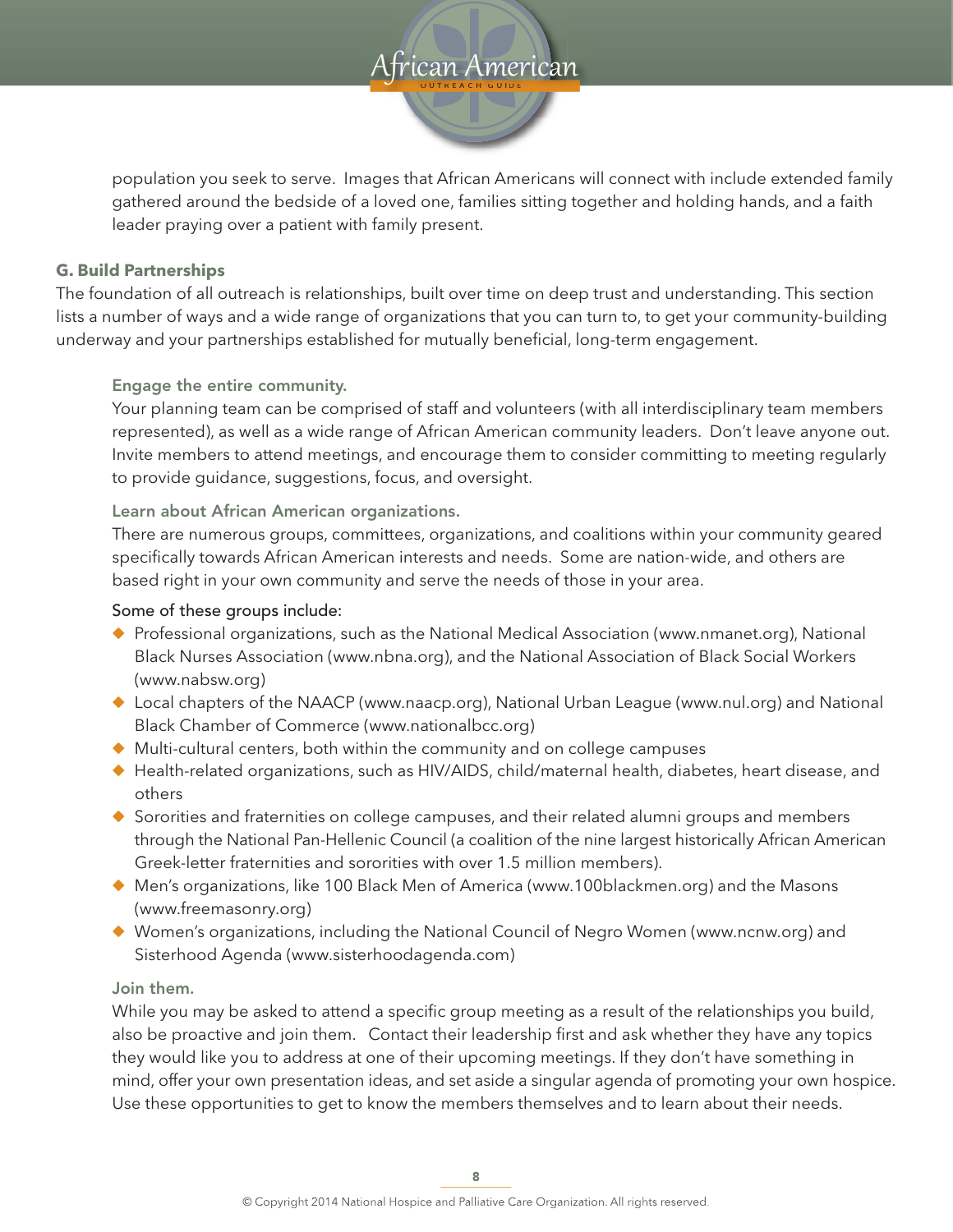population you seek to serve. Images that African Americans will connect with include extended family gathered around the bedside of a loved one, families sitting together and holding hands, and a faith leader praying over a patient with family present.

## G. Build Partnerships

The foundation of all outreach is relationships, built over time on deep trust and understanding. This section lists a number of ways and a wide range of organizations that you can turn to, to get your community-building underway and your partnerships established for mutually beneficial, long-term engagement.

### Engage the entire community.

Your planning team can be comprised of staff and volunteers (with all interdisciplinary team members represented), as well as a wide range of African American community leaders. Don't leave anyone out. Invite members to attend meetings, and encourage them to consider committing to meeting regularly to provide guidance, suggestions, focus, and oversight.

### Learn about African American organizations.

There are numerous groups, committees, organizations, and coalitions within your community geared specifically towards African American interests and needs. Some are nation-wide, and others are based right in your own community and serve the needs of those in your area.

Some of these groups include:

- Professional organizations, such as the National Medical Association (www.nmanet.org), National Black Nurses Association (www.nbna.org), and the National Association of Black Social Workers (www.nabsw.org)
- Local chapters of the NAACP (www.naacp.org), National Urban League (www.nul.org) and National Black Chamber of Commerce (www.nationalbcc.org)
- Multi-cultural centers, both within the community and on college campuses
- Health-related organizations, such as HIV/AIDS, child/maternal health, diabetes, heart disease, and others
- Sororities and fraternities on college campuses, and their related alumni groups and members through the National Pan-Hellenic Council (a coalition of the nine largest historically African American Greek-letter fraternities and sororities with over 1.5 million members).
- Men's organizations, like 100 Black Men of America (www.100blackmen.org) and the Masons (www.freemasonry.org)
- Women's organizations, including the National Council of Negro Women (www.ncnw.org) and Sisterhood Agenda (www.sisterhoodagenda.com)

### Join them.

While you may be asked to attend a specific group meeting as a result of the relationships you build, also be proactive and join them. Contact their leadership first and ask whether they have any topics they would like you to address at one of their upcoming meetings. If they don't have something in mind, offer your own presentation ideas, and set aside a singular agenda of promoting your own hospice. Use these opportunities to get to know the members themselves and to learn about their needs.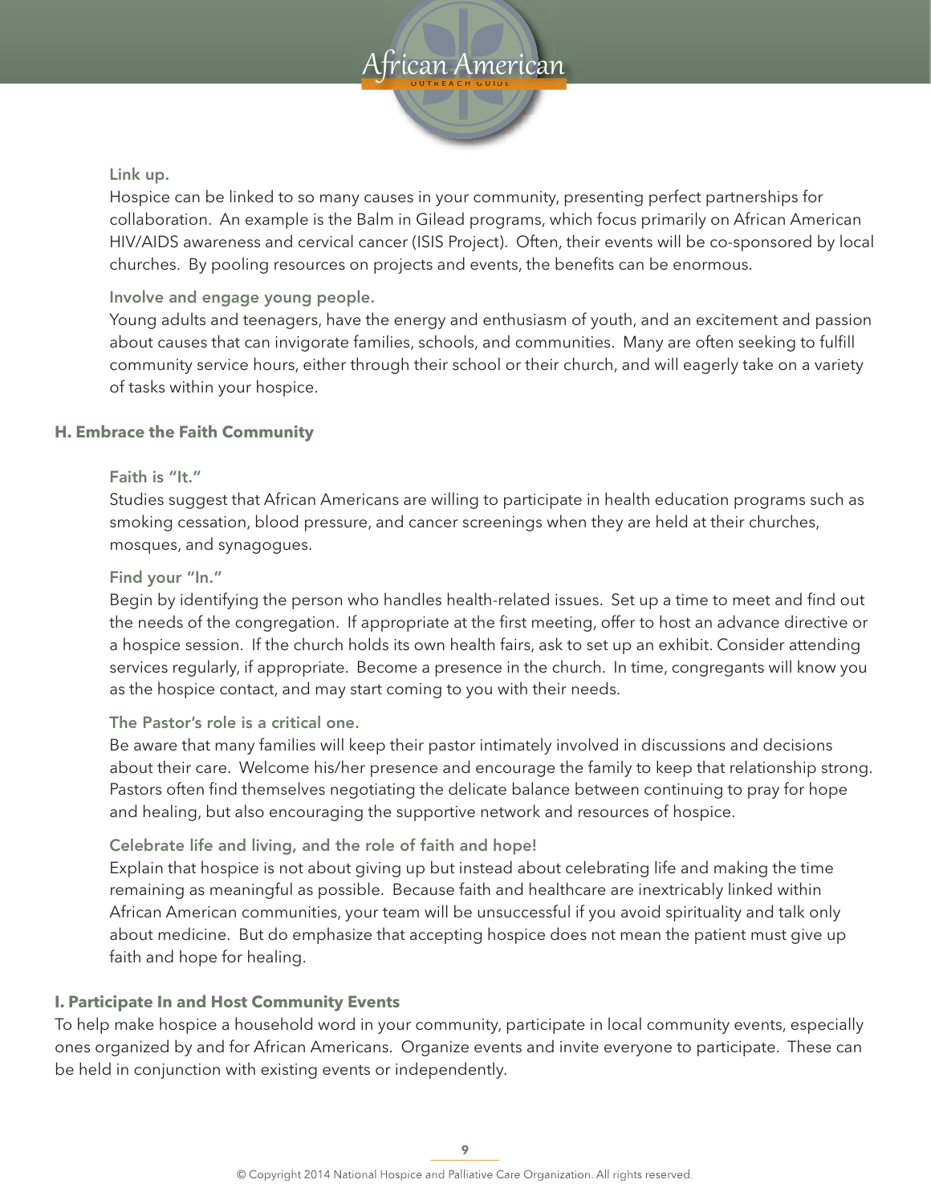### Link up.

Hospice can be linked to so many causes in your community, presenting perfect partnerships for collaboration. An example is the Balm in Gilead programs, which focus primarily on African American HIV/AIDS awareness and cervical cancer (ISIS Project). Often, their events will be co-sponsored by local churches. By pooling resources on projects and events, the benefits can be enormous.

### Involve and engage young people.

Young adults and teenagers, have the energy and enthusiasm of youth, and an excitement and passion about causes that can invigorate families, schools, and communities. Many are often seeking to fulfill community service hours, either through their school or their church, and will eagerly take on a variety of tasks within your hospice.

## H. Embrace the Faith Community

### Faith is "It."

Studies suggest that African Americans are willing to participate in health education programs such as smoking cessation, blood pressure, and cancer screenings when they are held at their churches, mosques, and synagogues.

### Find your "In."

Begin by identifying the person who handles health-related issues. Set up a time to meet and find out the needs of the congregation. If appropriate at the first meeting, offer to host an advance directive or a hospice session. If the church holds its own health fairs, ask to set up an exhibit. Consider attending services regularly, if appropriate. Become a presence in the church. In time, congregants will know you as the hospice contact, and may start coming to you with their needs.

### The Pastor's role is a critical one.

Be aware that many families will keep their pastor intimately involved in discussions and decisions about their care. Welcome his/her presence and encourage the family to keep that relationship strong. Pastors often find themselves negotiating the delicate balance between continuing to pray for hope and healing, but also encouraging the supportive network and resources of hospice.

### Celebrate life and living, and the role of faith and hope!

Explain that hospice is not about giving up but instead about celebrating life and making the time remaining as meaningful as possible. Because faith and healthcare are inextricably linked within African American communities, your team will be unsuccessful if you avoid spirituality and talk only about medicine. But do emphasize that accepting hospice does not mean the patient must give up faith and hope for healing.

## I. Participate In and Host Community Events

To help make hospice a household word in your community, participate in local community events, especially ones organized by and for African Americans. Organize events and invite everyone to participate. These can be held in conjunction with existing events or independently.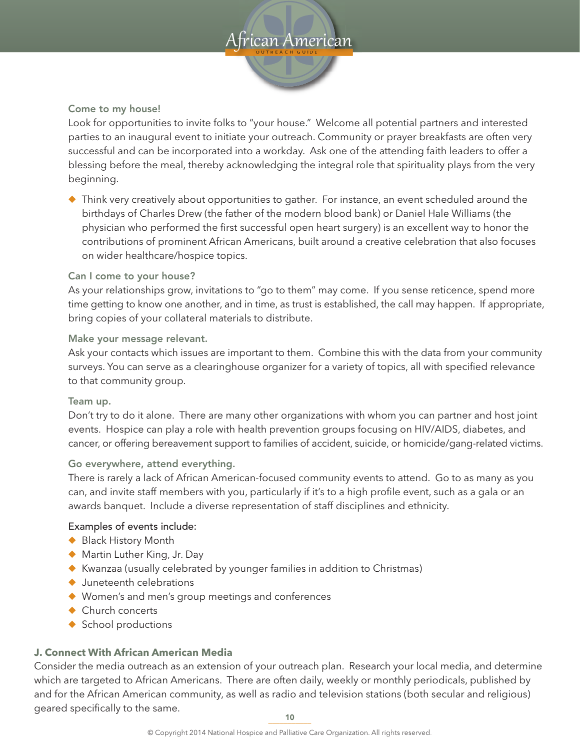### Come to my house!

Look for opportunities to invite folks to "your house." Welcome all potential partners and interested parties to an inaugural event to initiate your outreach. Community or prayer breakfasts are often very successful and can be incorporated into a workday. Ask one of the attending faith leaders to offer a blessing before the meal, thereby acknowledging the integral role that spirituality plays from the very beginning.

- Think very creatively about opportunities to gather. For instance, an event scheduled around the birthdays of Charles Drew (the father of the modern blood bank) or Daniel Hale Williams (the physician who performed the first successful open heart surgery) is an excellent way to honor the contributions of prominent African Americans, built around a creative celebration that also focuses on wider healthcare/hospice topics.

### Can I come to your house?

As your relationships grow, invitations to "go to them" may come. If you sense reticence, spend more time getting to know one another, and in time, as trust is established, the call may happen. If appropriate, bring copies of your collateral materials to distribute.

### Make your message relevant.

Ask your contacts which issues are important to them. Combine this with the data from your community surveys. You can serve as a clearinghouse organizer for a variety of topics, all with specified relevance to that community group.

### Team up.

Don't try to do it alone. There are many other organizations with whom you can partner and host joint events. Hospice can play a role with health prevention groups focusing on HIV/AIDS, diabetes, and cancer, or offering bereavement support to families of accident, suicide, or homicide/gang-related victims.

### Go everywhere, attend everything.

There is rarely a lack of African American-focused community events to attend. Go to as many as you can, and invite staff members with you, particularly if it's to a high profile event, such as a gala or an awards banquet. Include a diverse representation of staff disciplines and ethnicity.

Examples of events include:

- Black History Month
- Martin Luther King, Jr. Day
- Kwanzaa (usually celebrated by younger families in addition to Christmas)
- Juneteenth celebrations
- Women's and men's group meetings and conferences
- Church concerts
- School productions

## J. Connect With African American Media

Consider the media outreach as an extension of your outreach plan. Research your local media, and determine which are targeted to African Americans. There are often daily, weekly or monthly periodicals, published by and for the African American community, as well as radio and television stations (both secular and religious) geared specifically to the same.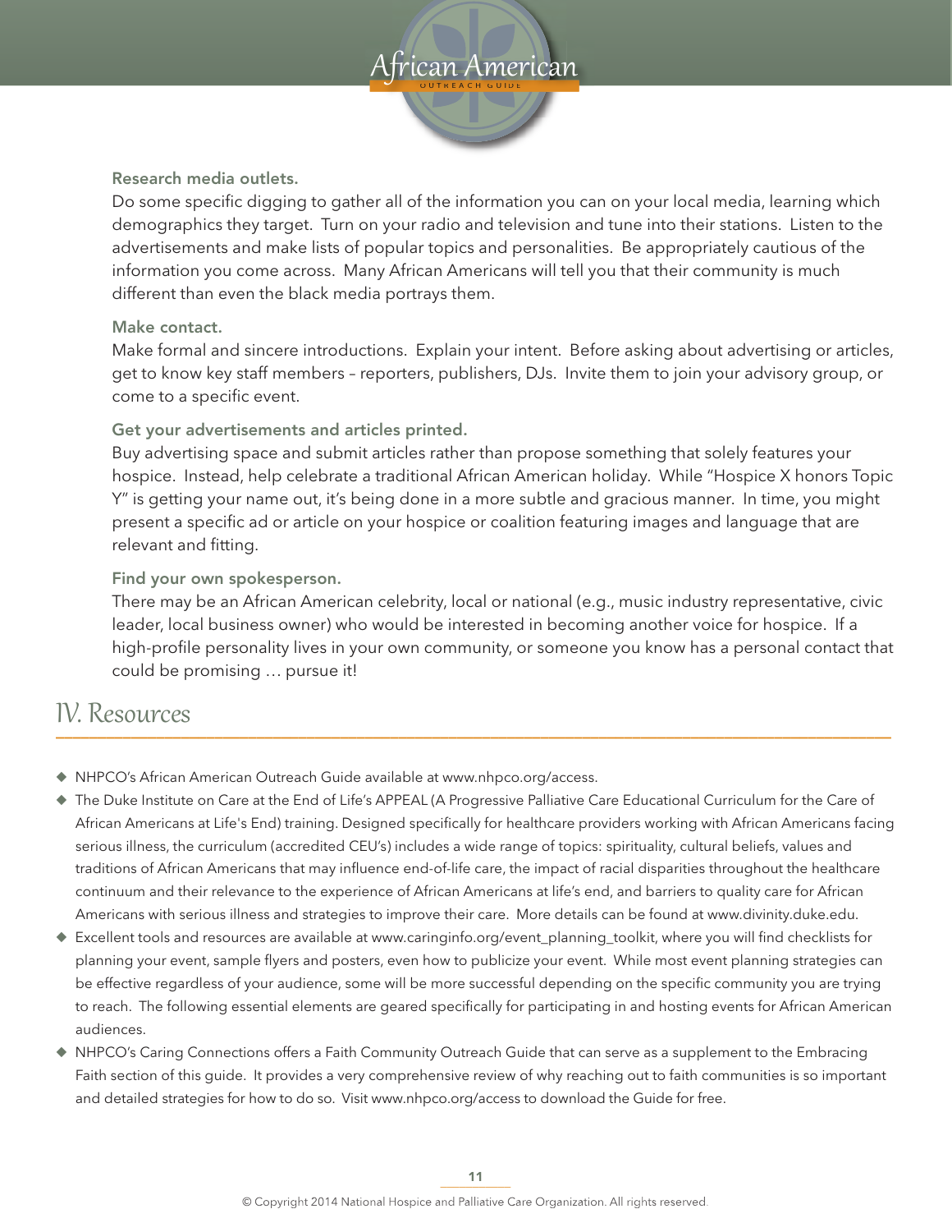**Research media outlets.**

Do some specific digging to gather all of the information you can on your local media, learning which demographics they target. Turn on your radio and television and tune into their stations. Listen to the advertisements and make lists of popular topics and personalities. Be appropriately cautious of the information you come across. Many African Americans will tell you that their community is much different than even the black media portrays them.

**Make contact.**

Make formal and sincere introductions. Explain your intent. Before asking about advertising or articles, get to know key staff members – reporters, publishers, DJs. Invite them to join your advisory group, or come to a specific event.

**Get your advertisements and articles printed.**

Buy advertising space and submit articles rather than propose something that solely features your hospice. Instead, help celebrate a traditional African American holiday. While "Hospice X honors Topic Y" is getting your name out, it's being done in a more subtle and gracious manner. In time, you might present a specific ad or article on your hospice or coalition featuring images and language that are relevant and fitting.

**Find your own spokesperson.**

There may be an African American celebrity, local or national (e.g., music industry representative, civic leader, local business owner) who would be interested in becoming another voice for hospice. If a high-profile personality lives in your own community, or someone you know has a personal contact that could be promising … pursue it!

## IV. Resources

- NHPCO's African American Outreach Guide available at www.nhpco.org/access.
- The Duke Institute on Care at the End of Life's APPEAL (A Progressive Palliative Care Educational Curriculum for the Care of African Americans at Life's End) training. Designed specifically for healthcare providers working with African Americans facing serious illness, the curriculum (accredited CEU's) includes a wide range of topics: spirituality, cultural beliefs, values and traditions of African Americans that may influence end-of-life care, the impact of racial disparities throughout the healthcare continuum and their relevance to the experience of African Americans at life's end, and barriers to quality care for African Americans with serious illness and strategies to improve their care. More details can be found at www.divinity.duke.edu.
- Excellent tools and resources are available at www.caringinfo.org/event_planning_toolkit, where you will find checklists for planning your event, sample flyers and posters, even how to publicize your event. While most event planning strategies can be effective regardless of your audience, some will be more successful depending on the specific community you are trying to reach. The following essential elements are geared specifically for participating in and hosting events for African American audiences.
- NHPCO's Caring Connections offers a Faith Community Outreach Guide that can serve as a supplement to the Embracing Faith section of this guide. It provides a very comprehensive review of why reaching out to faith communities is so important and detailed strategies for how to do so. Visit www.nhpco.org/access to download the Guide for free.